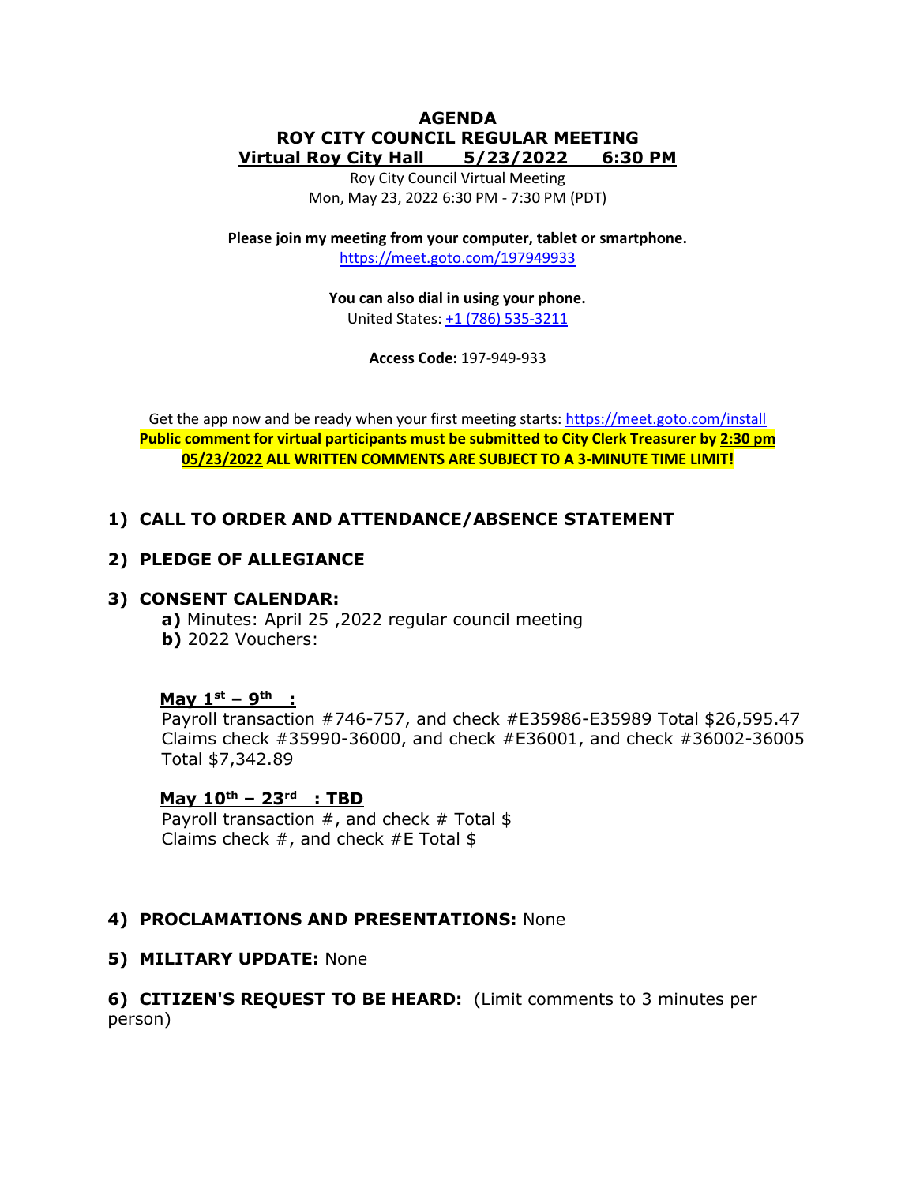# AGENDA
## ROY CITY COUNCIL REGULAR MEETING
### Virtual Roy City Hall 5/23/2022 6:30 PM

Roy City Council Virtual Meeting
Mon, May 23, 2022 6:30 PM - 7:30 PM (PDT)

**Please join my meeting from your computer, tablet or smartphone.**
https://meet.goto.com/197949933

**You can also dial in using your phone.**
United States: +1 (786) 535-3211

**Access Code:** 197-949-933

Get the app now and be ready when your first meeting starts: https://meet.goto.com/install

**Public comment for virtual participants must be submitted to City Clerk Treasurer by 2:30 pm 05/23/2022 ALL WRITTEN COMMENTS ARE SUBJECT TO A 3-MINUTE TIME LIMIT!**

**1) CALL TO ORDER AND ATTENDANCE/ABSENCE STATEMENT**

**2) PLEDGE OF ALLEGIANCE**

**3) CONSENT CALENDAR:**

**a)** Minutes: April 25 ,2022 regular council meeting

**b)** 2022 Vouchers:

**May 1st – 9th :**

Payroll transaction #746-757, and check #E35986-E35989 Total $26,595.47
Claims check #35990-36000, and check #E36001, and check #36002-36005 Total $7,342.89

**May 10th – 23rd : TBD**

Payroll transaction #, and check # Total $
Claims check #, and check #E Total $

**4) PROCLAMATIONS AND PRESENTATIONS:** None

**5) MILITARY UPDATE:** None

**6) CITIZEN'S REQUEST TO BE HEARD:** (Limit comments to 3 minutes per person)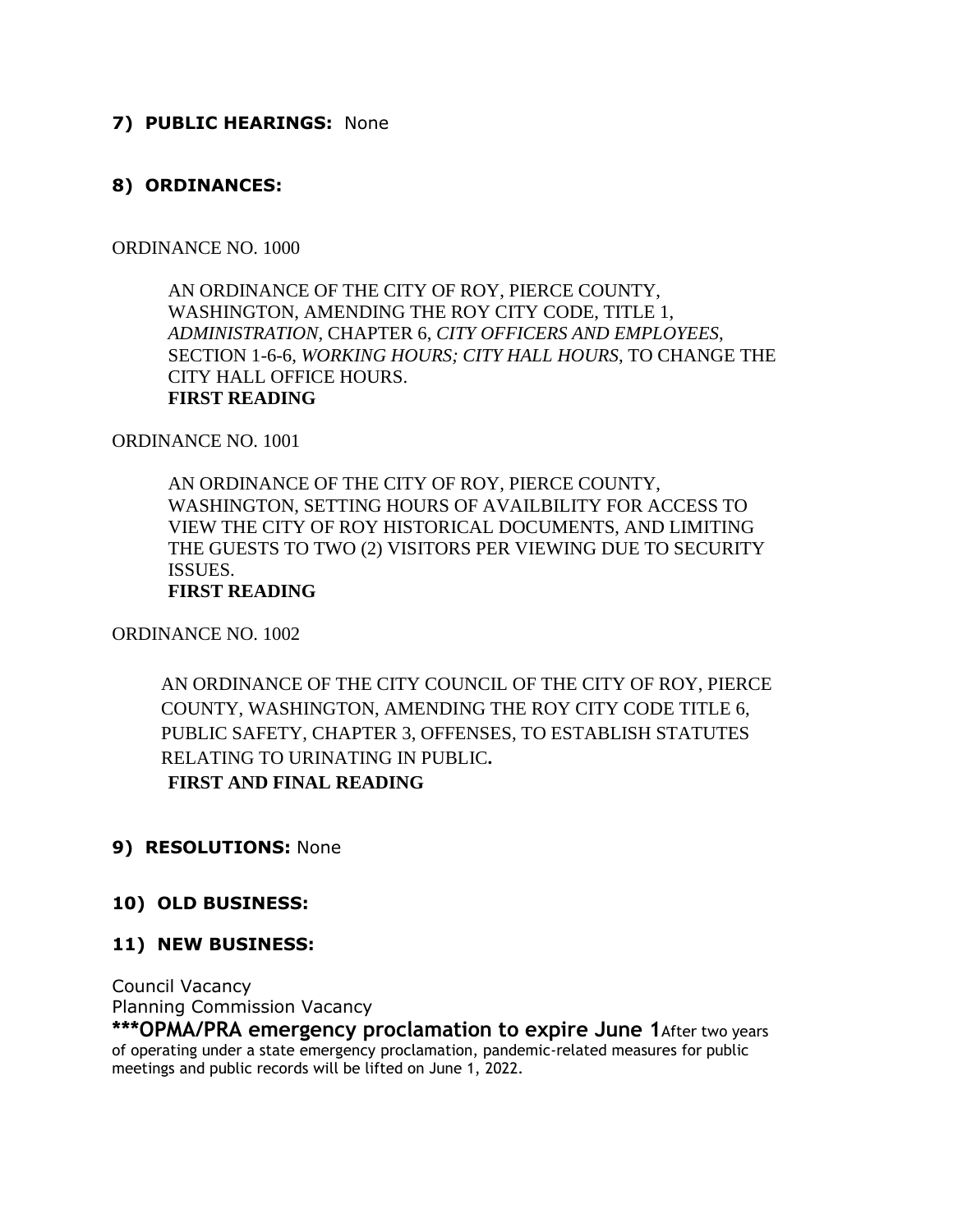**7) PUBLIC HEARINGS:** None

**8) ORDINANCES:**

ORDINANCE NO. 1000

> AN ORDINANCE OF THE CITY OF ROY, PIERCE COUNTY, WASHINGTON, AMENDING THE ROY CITY CODE, TITLE 1, *ADMINISTRATION*, CHAPTER 6, *CITY OFFICERS AND EMPLOYEES*, SECTION 1-6-6, *WORKING HOURS; CITY HALL HOURS*, TO CHANGE THE CITY HALL OFFICE HOURS.
> **FIRST READING**

ORDINANCE NO. 1001

> AN ORDINANCE OF THE CITY OF ROY, PIERCE COUNTY, WASHINGTON, SETTING HOURS OF AVAILBILITY FOR ACCESS TO VIEW THE CITY OF ROY HISTORICAL DOCUMENTS, AND LIMITING THE GUESTS TO TWO (2) VISITORS PER VIEWING DUE TO SECURITY ISSUES.
> **FIRST READING**

ORDINANCE NO. 1002

> AN ORDINANCE OF THE CITY COUNCIL OF THE CITY OF ROY, PIERCE COUNTY, WASHINGTON, AMENDING THE ROY CITY CODE TITLE 6, PUBLIC SAFETY, CHAPTER 3, OFFENSES, TO ESTABLISH STATUTES RELATING TO URINATING IN PUBLIC**.**
> **FIRST AND FINAL READING**

**9) RESOLUTIONS:** None

**10) OLD BUSINESS:**

**11) NEW BUSINESS:**

Council Vacancy
Planning Commission Vacancy
**\*\*\*OPMA/PRA emergency proclamation to expire June 1** After two years of operating under a state emergency proclamation, pandemic-related measures for public meetings and public records will be lifted on June 1, 2022.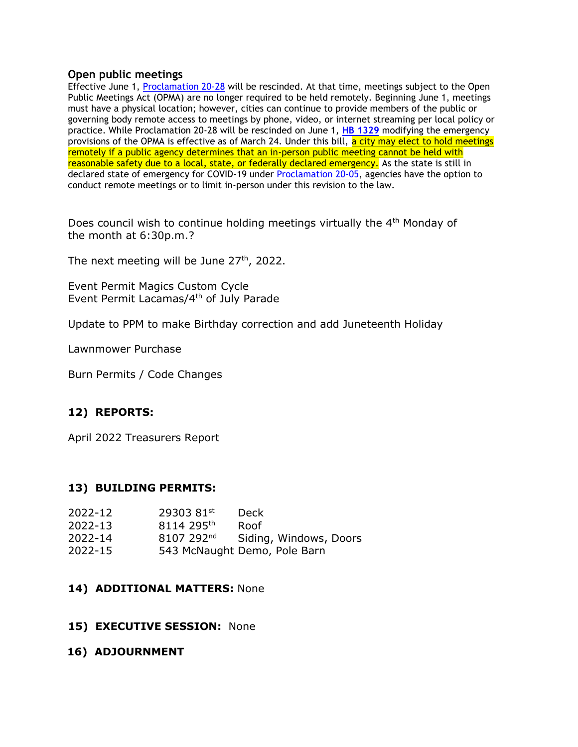**Open public meetings**

Effective June 1, Proclamation 20-28 will be rescinded. At that time, meetings subject to the Open Public Meetings Act (OPMA) are no longer required to be held remotely. Beginning June 1, meetings must have a physical location; however, cities can continue to provide members of the public or governing body remote access to meetings by phone, video, or internet streaming per local policy or practice. While Proclamation 20-28 will be rescinded on June 1, **HB 1329** modifying the emergency provisions of the OPMA is effective as of March 24. Under this bill, a city may elect to hold meetings remotely if a public agency determines that an in-person public meeting cannot be held with reasonable safety due to a local, state, or federally declared emergency. As the state is still in declared state of emergency for COVID-19 under Proclamation 20-05, agencies have the option to conduct remote meetings or to limit in-person under this revision to the law.

Does council wish to continue holding meetings virtually the 4th Monday of the month at 6:30p.m.?

The next meeting will be June 27th, 2022.

Event Permit Magics Custom Cycle
Event Permit Lacamas/4th of July Parade

Update to PPM to make Birthday correction and add Juneteenth Holiday

Lawnmower Purchase

Burn Permits / Code Changes

## 12) REPORTS:

April 2022 Treasurers Report

## 13) BUILDING PERMITS:

| | | |
|---|---|---|
| 2022-12 | 29303 81st | Deck |
| 2022-13 | 8114 295th | Roof |
| 2022-14 | 8107 292nd | Siding, Windows, Doors |
| 2022-15 | 543 McNaught | Demo, Pole Barn |

## 14) ADDITIONAL MATTERS: None

## 15) EXECUTIVE SESSION: None

## 16) ADJOURNMENT